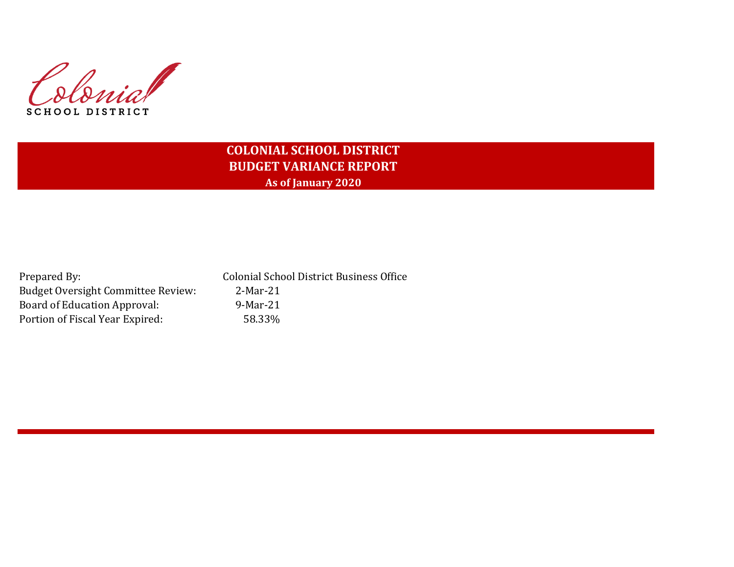Colonial
SCHOOL DISTRICT

# COLONIAL SCHOOL DISTRICT
## BUDGET VARIANCE REPORT
### As of January 2020

| | |
|---|---|
| Prepared By: | Colonial School District Business Office |
| Budget Oversight Committee Review: | 2-Mar-21 |
| Board of Education Approval: | 9-Mar-21 |
| Portion of Fiscal Year Expired: | 58.33% |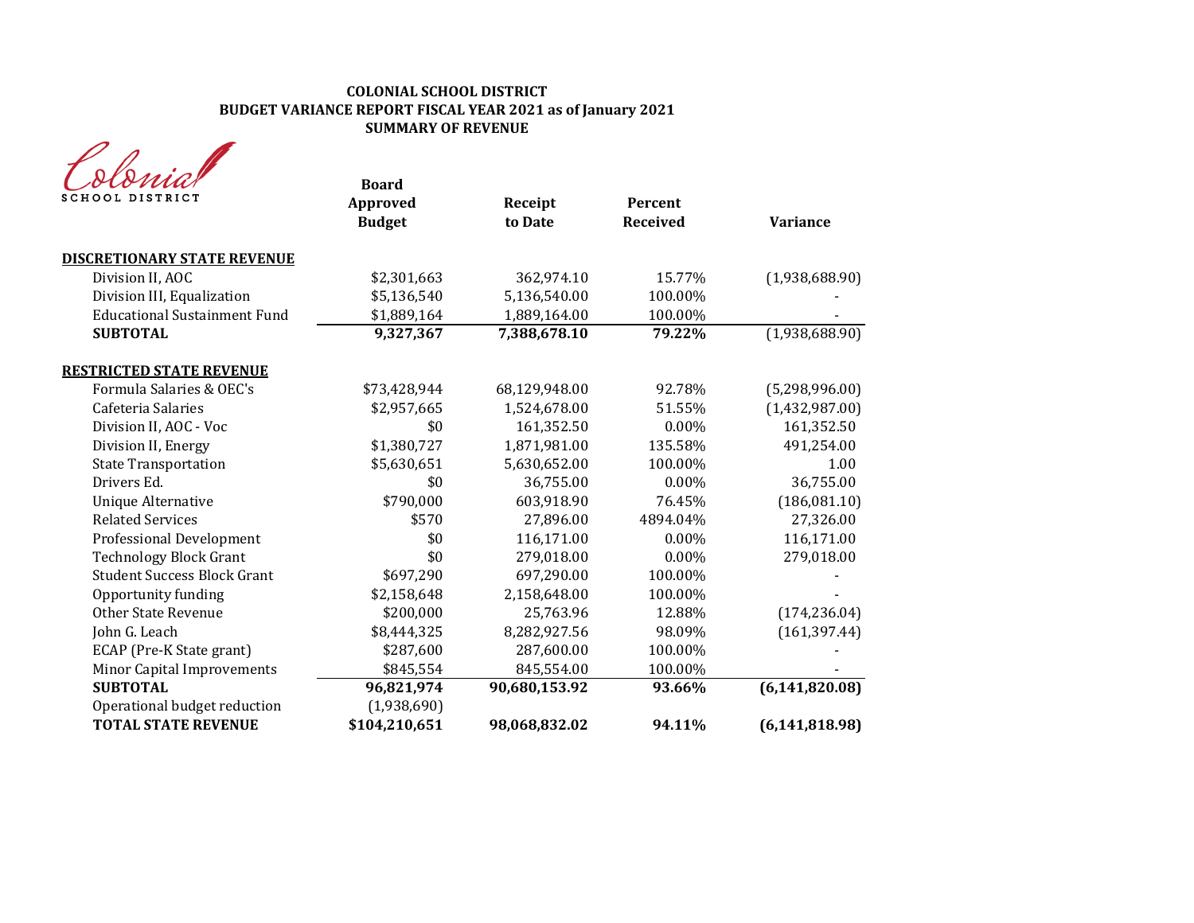**COLONIAL SCHOOL DISTRICT**
**BUDGET VARIANCE REPORT FISCAL YEAR 2021 as of January 2021**
**SUMMARY OF REVENUE**

Colonial SCHOOL DISTRICT

| | Board Approved Budget | Receipt to Date | Percent Received | Variance |
|---|---|---|---|---|
| **DISCRETIONARY STATE REVENUE** | | | | |
| Division II, AOC | $2,301,663 | 362,974.10 | 15.77% | (1,938,688.90) |
| Division III, Equalization | $5,136,540 | 5,136,540.00 | 100.00% | - |
| Educational Sustainment Fund | $1,889,164 | 1,889,164.00 | 100.00% | - |
| **SUBTOTAL** | **9,327,367** | **7,388,678.10** | **79.22%** | (1,938,688.90) |
| **RESTRICTED STATE REVENUE** | | | | |
| Formula Salaries & OEC's | $73,428,944 | 68,129,948.00 | 92.78% | (5,298,996.00) |
| Cafeteria Salaries | $2,957,665 | 1,524,678.00 | 51.55% | (1,432,987.00) |
| Division II, AOC - Voc | $0 | 161,352.50 | 0.00% | 161,352.50 |
| Division II, Energy | $1,380,727 | 1,871,981.00 | 135.58% | 491,254.00 |
| State Transportation | $5,630,651 | 5,630,652.00 | 100.00% | 1.00 |
| Drivers Ed. | $0 | 36,755.00 | 0.00% | 36,755.00 |
| Unique Alternative | $790,000 | 603,918.90 | 76.45% | (186,081.10) |
| Related Services | $570 | 27,896.00 | 4894.04% | 27,326.00 |
| Professional Development | $0 | 116,171.00 | 0.00% | 116,171.00 |
| Technology Block Grant | $0 | 279,018.00 | 0.00% | 279,018.00 |
| Student Success Block Grant | $697,290 | 697,290.00 | 100.00% | - |
| Opportunity funding | $2,158,648 | 2,158,648.00 | 100.00% | - |
| Other State Revenue | $200,000 | 25,763.96 | 12.88% | (174,236.04) |
| John G. Leach | $8,444,325 | 8,282,927.56 | 98.09% | (161,397.44) |
| ECAP (Pre-K State grant) | $287,600 | 287,600.00 | 100.00% | - |
| Minor Capital Improvements | $845,554 | 845,554.00 | 100.00% | - |
| **SUBTOTAL** | **96,821,974** | **90,680,153.92** | **93.66%** | **(6,141,820.08)** |
| Operational budget reduction | (1,938,690) | | | |
| **TOTAL STATE REVENUE** | **$104,210,651** | **98,068,832.02** | **94.11%** | **(6,141,818.98)** |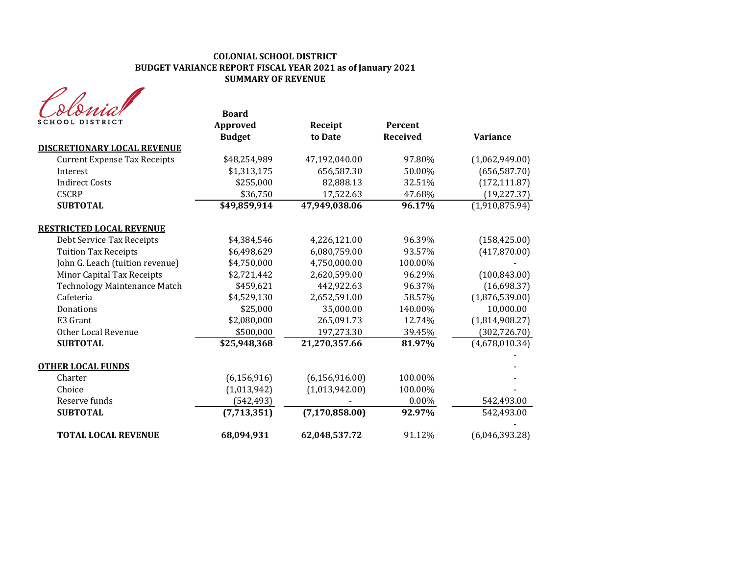**COLONIAL SCHOOL DISTRICT**
**BUDGET VARIANCE REPORT FISCAL YEAR 2021 as of January 2021**
**SUMMARY OF REVENUE**

Colonial SCHOOL DISTRICT

| | Board Approved Budget | Receipt to Date | Percent Received | Variance |
|---|---|---|---|---|
| **DISCRETIONARY LOCAL REVENUE** | | | | |
| Current Expense Tax Receipts | $48,254,989 | 47,192,040.00 | 97.80% | (1,062,949.00) |
| Interest | $1,313,175 | 656,587.30 | 50.00% | (656,587.70) |
| Indirect Costs | $255,000 | 82,888.13 | 32.51% | (172,111.87) |
| CSCRP | $36,750 | 17,522.63 | 47.68% | (19,227.37) |
| **SUBTOTAL** | **$49,859,914** | **47,949,038.06** | **96.17%** | (1,910,875.94) |
| **RESTRICTED LOCAL REVENUE** | | | | |
| Debt Service Tax Receipts | $4,384,546 | 4,226,121.00 | 96.39% | (158,425.00) |
| Tuition Tax Receipts | $6,498,629 | 6,080,759.00 | 93.57% | (417,870.00) |
| John G. Leach (tuition revenue) | $4,750,000 | 4,750,000.00 | 100.00% | - |
| Minor Capital Tax Receipts | $2,721,442 | 2,620,599.00 | 96.29% | (100,843.00) |
| Technology Maintenance Match | $459,621 | 442,922.63 | 96.37% | (16,698.37) |
| Cafeteria | $4,529,130 | 2,652,591.00 | 58.57% | (1,876,539.00) |
| Donations | $25,000 | 35,000.00 | 140.00% | 10,000.00 |
| E3 Grant | $2,080,000 | 265,091.73 | 12.74% | (1,814,908.27) |
| Other Local Revenue | $500,000 | 197,273.30 | 39.45% | (302,726.70) |
| **SUBTOTAL** | **$25,948,368** | **21,270,357.66** | **81.97%** | (4,678,010.34) |
| | | | | - |
| **OTHER LOCAL FUNDS** | | | | - |
| Charter | (6,156,916) | (6,156,916.00) | 100.00% | - |
| Choice | (1,013,942) | (1,013,942.00) | 100.00% | - |
| Reserve funds | (542,493) | - | 0.00% | 542,493.00 |
| **SUBTOTAL** | **(7,713,351)** | **(7,170,858.00)** | **92.97%** | 542,493.00 |
| | | | | - |
| **TOTAL LOCAL REVENUE** | **68,094,931** | **62,048,537.72** | 91.12% | (6,046,393.28) |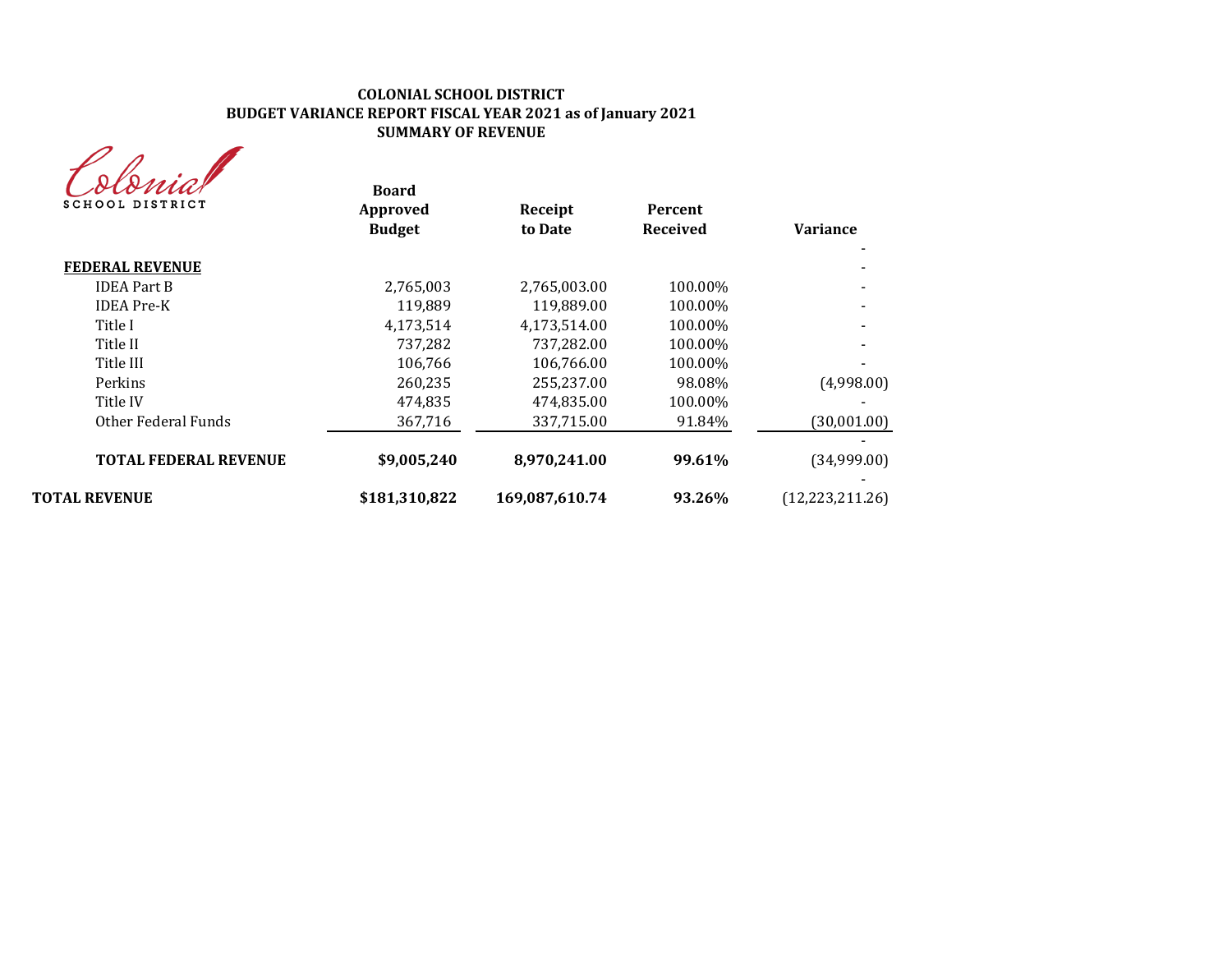**COLONIAL SCHOOL DISTRICT**
**BUDGET VARIANCE REPORT FISCAL YEAR 2021 as of January 2021**
**SUMMARY OF REVENUE**

| | Board Approved Budget | Receipt to Date | Percent Received | Variance |
|---|---|---|---|---|
| | | | | - |
| **FEDERAL REVENUE** | | | | - |
| IDEA Part B | 2,765,003 | 2,765,003.00 | 100.00% | - |
| IDEA Pre-K | 119,889 | 119,889.00 | 100.00% | - |
| Title I | 4,173,514 | 4,173,514.00 | 100.00% | - |
| Title II | 737,282 | 737,282.00 | 100.00% | - |
| Title III | 106,766 | 106,766.00 | 100.00% | - |
| Perkins | 260,235 | 255,237.00 | 98.08% | (4,998.00) |
| Title IV | 474,835 | 474,835.00 | 100.00% | - |
| Other Federal Funds | 367,716 | 337,715.00 | 91.84% | (30,001.00) |
| | | | | - |
| **TOTAL FEDERAL REVENUE** | **$9,005,240** | **8,970,241.00** | **99.61%** | (34,999.00) |
| | | | | - |
| **TOTAL REVENUE** | **$181,310,822** | **169,087,610.74** | **93.26%** | (12,223,211.26) |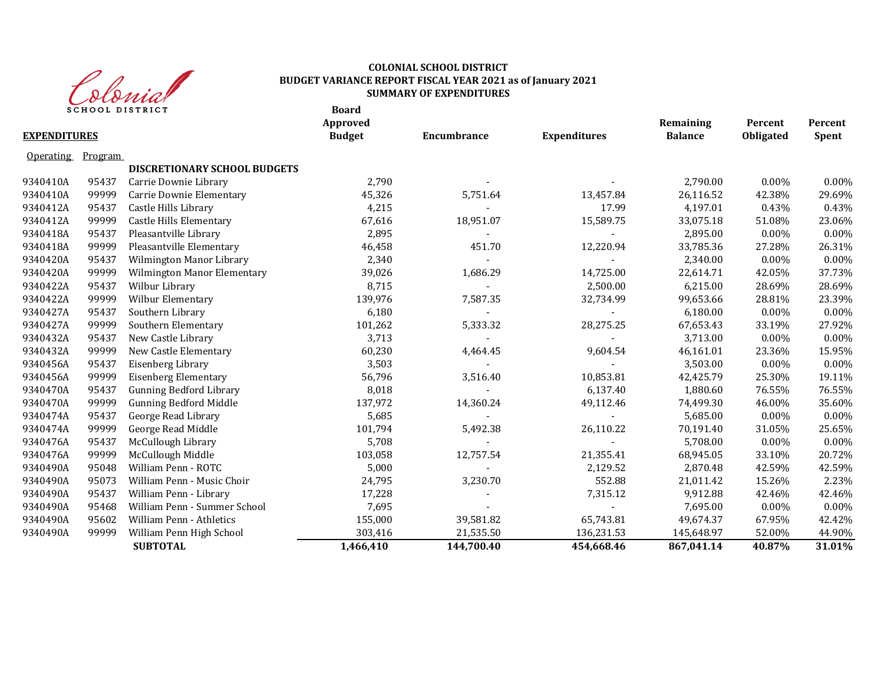# COLONIAL SCHOOL DISTRICT
## BUDGET VARIANCE REPORT FISCAL YEAR 2021 as of January 2021
### SUMMARY OF EXPENDITURES

| **EXPENDITURES** | | | **Board Approved Budget** | **Encumbrance** | **Expenditures** | **Remaining Balance** | **Percent Obligated** | **Percent Spent** |
|---|---|---|---|---|---|---|---|---|
| Operating | Program | | | | | | | |
| | | **DISCRETIONARY SCHOOL BUDGETS** | | | | | | |
| 9340410A | 95437 | Carrie Downie Library | 2,790 | - | - | 2,790.00 | 0.00% | 0.00% |
| 9340410A | 99999 | Carrie Downie Elementary | 45,326 | 5,751.64 | 13,457.84 | 26,116.52 | 42.38% | 29.69% |
| 9340412A | 95437 | Castle Hills Library | 4,215 | - | 17.99 | 4,197.01 | 0.43% | 0.43% |
| 9340412A | 99999 | Castle Hills Elementary | 67,616 | 18,951.07 | 15,589.75 | 33,075.18 | 51.08% | 23.06% |
| 9340418A | 95437 | Pleasantville Library | 2,895 | - | - | 2,895.00 | 0.00% | 0.00% |
| 9340418A | 99999 | Pleasantville Elementary | 46,458 | 451.70 | 12,220.94 | 33,785.36 | 27.28% | 26.31% |
| 9340420A | 95437 | Wilmington Manor Library | 2,340 | - | - | 2,340.00 | 0.00% | 0.00% |
| 9340420A | 99999 | Wilmington Manor Elementary | 39,026 | 1,686.29 | 14,725.00 | 22,614.71 | 42.05% | 37.73% |
| 9340422A | 95437 | Wilbur Library | 8,715 | - | 2,500.00 | 6,215.00 | 28.69% | 28.69% |
| 9340422A | 99999 | Wilbur Elementary | 139,976 | 7,587.35 | 32,734.99 | 99,653.66 | 28.81% | 23.39% |
| 9340427A | 95437 | Southern Library | 6,180 | - | - | 6,180.00 | 0.00% | 0.00% |
| 9340427A | 99999 | Southern Elementary | 101,262 | 5,333.32 | 28,275.25 | 67,653.43 | 33.19% | 27.92% |
| 9340432A | 95437 | New Castle Library | 3,713 | - | - | 3,713.00 | 0.00% | 0.00% |
| 9340432A | 99999 | New Castle Elementary | 60,230 | 4,464.45 | 9,604.54 | 46,161.01 | 23.36% | 15.95% |
| 9340456A | 95437 | Eisenberg Library | 3,503 | - | - | 3,503.00 | 0.00% | 0.00% |
| 9340456A | 99999 | Eisenberg Elementary | 56,796 | 3,516.40 | 10,853.81 | 42,425.79 | 25.30% | 19.11% |
| 9340470A | 95437 | Gunning Bedford Library | 8,018 | - | 6,137.40 | 1,880.60 | 76.55% | 76.55% |
| 9340470A | 99999 | Gunning Bedford Middle | 137,972 | 14,360.24 | 49,112.46 | 74,499.30 | 46.00% | 35.60% |
| 9340474A | 95437 | George Read Library | 5,685 | - | - | 5,685.00 | 0.00% | 0.00% |
| 9340474A | 99999 | George Read Middle | 101,794 | 5,492.38 | 26,110.22 | 70,191.40 | 31.05% | 25.65% |
| 9340476A | 95437 | McCullough Library | 5,708 | - | - | 5,708.00 | 0.00% | 0.00% |
| 9340476A | 99999 | McCullough Middle | 103,058 | 12,757.54 | 21,355.41 | 68,945.05 | 33.10% | 20.72% |
| 9340490A | 95048 | William Penn - ROTC | 5,000 | - | 2,129.52 | 2,870.48 | 42.59% | 42.59% |
| 9340490A | 95073 | William Penn - Music Choir | 24,795 | 3,230.70 | 552.88 | 21,011.42 | 15.26% | 2.23% |
| 9340490A | 95437 | William Penn - Library | 17,228 | - | 7,315.12 | 9,912.88 | 42.46% | 42.46% |
| 9340490A | 95468 | William Penn - Summer School | 7,695 | - | - | 7,695.00 | 0.00% | 0.00% |
| 9340490A | 95602 | William Penn - Athletics | 155,000 | 39,581.82 | 65,743.81 | 49,674.37 | 67.95% | 42.42% |
| 9340490A | 99999 | William Penn High School | 303,416 | 21,535.50 | 136,231.53 | 145,648.97 | 52.00% | 44.90% |
| | | **SUBTOTAL** | **1,466,410** | **144,700.40** | **454,668.46** | **867,041.14** | **40.87%** | **31.01%** |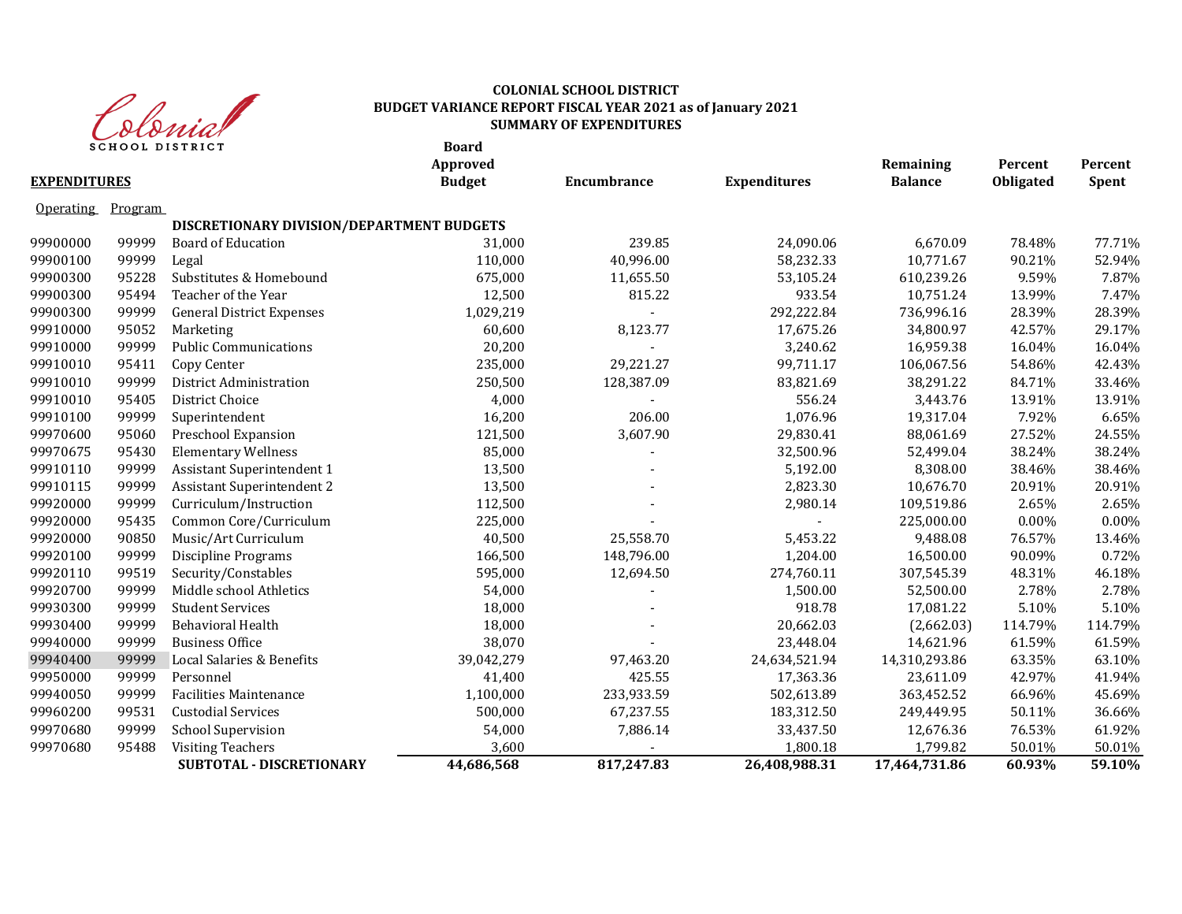Colonial SCHOOL DISTRICT

**COLONIAL SCHOOL DISTRICT**
**BUDGET VARIANCE REPORT FISCAL YEAR 2021 as of January 2021**
**SUMMARY OF EXPENDITURES**

| **EXPENDITURES** | | | **Board Approved Budget** | **Encumbrance** | **Expenditures** | **Remaining Balance** | **Percent Obligated** | **Percent Spent** |
|---|---|---|---|---|---|---|---|---|
| Operating | Program | | | | | | | |
| | | **DISCRETIONARY DIVISION/DEPARTMENT BUDGETS** | | | | | | |
| 99900000 | 99999 | Board of Education | 31,000 | 239.85 | 24,090.06 | 6,670.09 | 78.48% | 77.71% |
| 99900100 | 99999 | Legal | 110,000 | 40,996.00 | 58,232.33 | 10,771.67 | 90.21% | 52.94% |
| 99900300 | 95228 | Substitutes & Homebound | 675,000 | 11,655.50 | 53,105.24 | 610,239.26 | 9.59% | 7.87% |
| 99900300 | 95494 | Teacher of the Year | 12,500 | 815.22 | 933.54 | 10,751.24 | 13.99% | 7.47% |
| 99900300 | 99999 | General District Expenses | 1,029,219 | - | 292,222.84 | 736,996.16 | 28.39% | 28.39% |
| 99910000 | 95052 | Marketing | 60,600 | 8,123.77 | 17,675.26 | 34,800.97 | 42.57% | 29.17% |
| 99910000 | 99999 | Public Communications | 20,200 | - | 3,240.62 | 16,959.38 | 16.04% | 16.04% |
| 99910010 | 95411 | Copy Center | 235,000 | 29,221.27 | 99,711.17 | 106,067.56 | 54.86% | 42.43% |
| 99910010 | 99999 | District Administration | 250,500 | 128,387.09 | 83,821.69 | 38,291.22 | 84.71% | 33.46% |
| 99910010 | 95405 | District Choice | 4,000 | - | 556.24 | 3,443.76 | 13.91% | 13.91% |
| 99910100 | 99999 | Superintendent | 16,200 | 206.00 | 1,076.96 | 19,317.04 | 7.92% | 6.65% |
| 99970600 | 95060 | Preschool Expansion | 121,500 | 3,607.90 | 29,830.41 | 88,061.69 | 27.52% | 24.55% |
| 99970675 | 95430 | Elementary Wellness | 85,000 | - | 32,500.96 | 52,499.04 | 38.24% | 38.24% |
| 99910110 | 99999 | Assistant Superintendent 1 | 13,500 | - | 5,192.00 | 8,308.00 | 38.46% | 38.46% |
| 99910115 | 99999 | Assistant Superintendent 2 | 13,500 | - | 2,823.30 | 10,676.70 | 20.91% | 20.91% |
| 99920000 | 99999 | Curriculum/Instruction | 112,500 | - | 2,980.14 | 109,519.86 | 2.65% | 2.65% |
| 99920000 | 95435 | Common Core/Curriculum | 225,000 | - | - | 225,000.00 | 0.00% | 0.00% |
| 99920000 | 90850 | Music/Art Curriculum | 40,500 | 25,558.70 | 5,453.22 | 9,488.08 | 76.57% | 13.46% |
| 99920100 | 99999 | Discipline Programs | 166,500 | 148,796.00 | 1,204.00 | 16,500.00 | 90.09% | 0.72% |
| 99920110 | 99519 | Security/Constables | 595,000 | 12,694.50 | 274,760.11 | 307,545.39 | 48.31% | 46.18% |
| 99920700 | 99999 | Middle school Athletics | 54,000 | - | 1,500.00 | 52,500.00 | 2.78% | 2.78% |
| 99930300 | 99999 | Student Services | 18,000 | - | 918.78 | 17,081.22 | 5.10% | 5.10% |
| 99930400 | 99999 | Behavioral Health | 18,000 | - | 20,662.03 | (2,662.03) | 114.79% | 114.79% |
| 99940000 | 99999 | Business Office | 38,070 | - | 23,448.04 | 14,621.96 | 61.59% | 61.59% |
| 99940400 | 99999 | Local Salaries & Benefits | 39,042,279 | 97,463.20 | 24,634,521.94 | 14,310,293.86 | 63.35% | 63.10% |
| 99950000 | 99999 | Personnel | 41,400 | 425.55 | 17,363.36 | 23,611.09 | 42.97% | 41.94% |
| 99940050 | 99999 | Facilities Maintenance | 1,100,000 | 233,933.59 | 502,613.89 | 363,452.52 | 66.96% | 45.69% |
| 99960200 | 99531 | Custodial Services | 500,000 | 67,237.55 | 183,312.50 | 249,449.95 | 50.11% | 36.66% |
| 99970680 | 99999 | School Supervision | 54,000 | 7,886.14 | 33,437.50 | 12,676.36 | 76.53% | 61.92% |
| 99970680 | 95488 | Visiting Teachers | 3,600 | - | 1,800.18 | 1,799.82 | 50.01% | 50.01% |
| | | **SUBTOTAL - DISCRETIONARY** | **44,686,568** | **817,247.83** | **26,408,988.31** | **17,464,731.86** | **60.93%** | **59.10%** |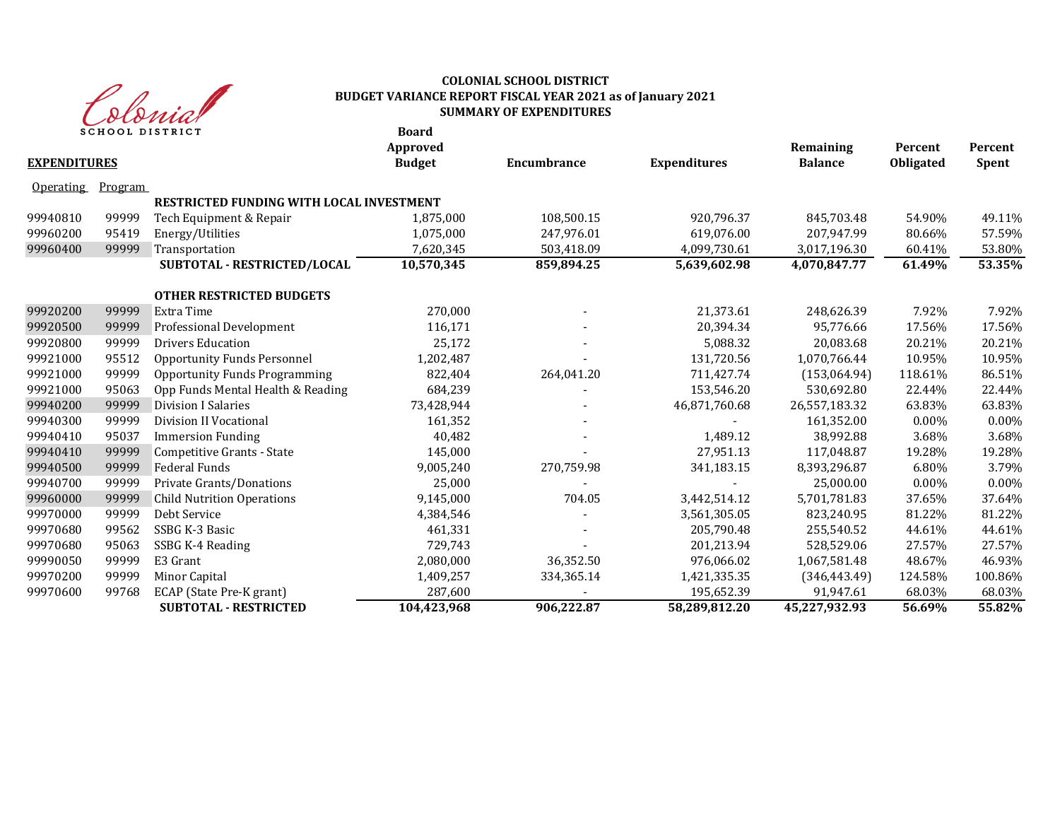**COLONIAL SCHOOL DISTRICT**
**BUDGET VARIANCE REPORT FISCAL YEAR 2021 as of January 2021**
**SUMMARY OF EXPENDITURES**

| **EXPENDITURES** | | | **Board Approved Budget** | **Encumbrance** | **Expenditures** | **Remaining Balance** | **Percent Obligated** | **Percent Spent** |
|---|---|---|---|---|---|---|---|---|
| Operating | Program | | | | | | | |
| | | **RESTRICTED FUNDING WITH LOCAL INVESTMENT** | | | | | | |
| 99940810 | 99999 | Tech Equipment & Repair | 1,875,000 | 108,500.15 | 920,796.37 | 845,703.48 | 54.90% | 49.11% |
| 99960200 | 95419 | Energy/Utilities | 1,075,000 | 247,976.01 | 619,076.00 | 207,947.99 | 80.66% | 57.59% |
| 99960400 | 99999 | Transportation | 7,620,345 | 503,418.09 | 4,099,730.61 | 3,017,196.30 | 60.41% | 53.80% |
| | | **SUBTOTAL - RESTRICTED/LOCAL** | **10,570,345** | **859,894.25** | **5,639,602.98** | **4,070,847.77** | **61.49%** | **53.35%** |
| | | **OTHER RESTRICTED BUDGETS** | | | | | | |
| 99920200 | 99999 | Extra Time | 270,000 | - | 21,373.61 | 248,626.39 | 7.92% | 7.92% |
| 99920500 | 99999 | Professional Development | 116,171 | - | 20,394.34 | 95,776.66 | 17.56% | 17.56% |
| 99920800 | 99999 | Drivers Education | 25,172 | - | 5,088.32 | 20,083.68 | 20.21% | 20.21% |
| 99921000 | 95512 | Opportunity Funds Personnel | 1,202,487 | - | 131,720.56 | 1,070,766.44 | 10.95% | 10.95% |
| 99921000 | 99999 | Opportunity Funds Programming | 822,404 | 264,041.20 | 711,427.74 | (153,064.94) | 118.61% | 86.51% |
| 99921000 | 95063 | Opp Funds Mental Health & Reading | 684,239 | - | 153,546.20 | 530,692.80 | 22.44% | 22.44% |
| 99940200 | 99999 | Division I Salaries | 73,428,944 | - | 46,871,760.68 | 26,557,183.32 | 63.83% | 63.83% |
| 99940300 | 99999 | Division II Vocational | 161,352 | - | - | 161,352.00 | 0.00% | 0.00% |
| 99940410 | 95037 | Immersion Funding | 40,482 | - | 1,489.12 | 38,992.88 | 3.68% | 3.68% |
| 99940410 | 99999 | Competitive Grants - State | 145,000 | - | 27,951.13 | 117,048.87 | 19.28% | 19.28% |
| 99940500 | 99999 | Federal Funds | 9,005,240 | 270,759.98 | 341,183.15 | 8,393,296.87 | 6.80% | 3.79% |
| 99940700 | 99999 | Private Grants/Donations | 25,000 | - | - | 25,000.00 | 0.00% | 0.00% |
| 99960000 | 99999 | Child Nutrition Operations | 9,145,000 | 704.05 | 3,442,514.12 | 5,701,781.83 | 37.65% | 37.64% |
| 99970000 | 99999 | Debt Service | 4,384,546 | - | 3,561,305.05 | 823,240.95 | 81.22% | 81.22% |
| 99970680 | 99562 | SSBG K-3 Basic | 461,331 | - | 205,790.48 | 255,540.52 | 44.61% | 44.61% |
| 99970680 | 95063 | SSBG K-4 Reading | 729,743 | - | 201,213.94 | 528,529.06 | 27.57% | 27.57% |
| 99990050 | 99999 | E3 Grant | 2,080,000 | 36,352.50 | 976,066.02 | 1,067,581.48 | 48.67% | 46.93% |
| 99970200 | 99999 | Minor Capital | 1,409,257 | 334,365.14 | 1,421,335.35 | (346,443.49) | 124.58% | 100.86% |
| 99970600 | 99768 | ECAP (State Pre-K grant) | 287,600 | - | 195,652.39 | 91,947.61 | 68.03% | 68.03% |
| | | **SUBTOTAL - RESTRICTED** | **104,423,968** | **906,222.87** | **58,289,812.20** | **45,227,932.93** | **56.69%** | **55.82%** |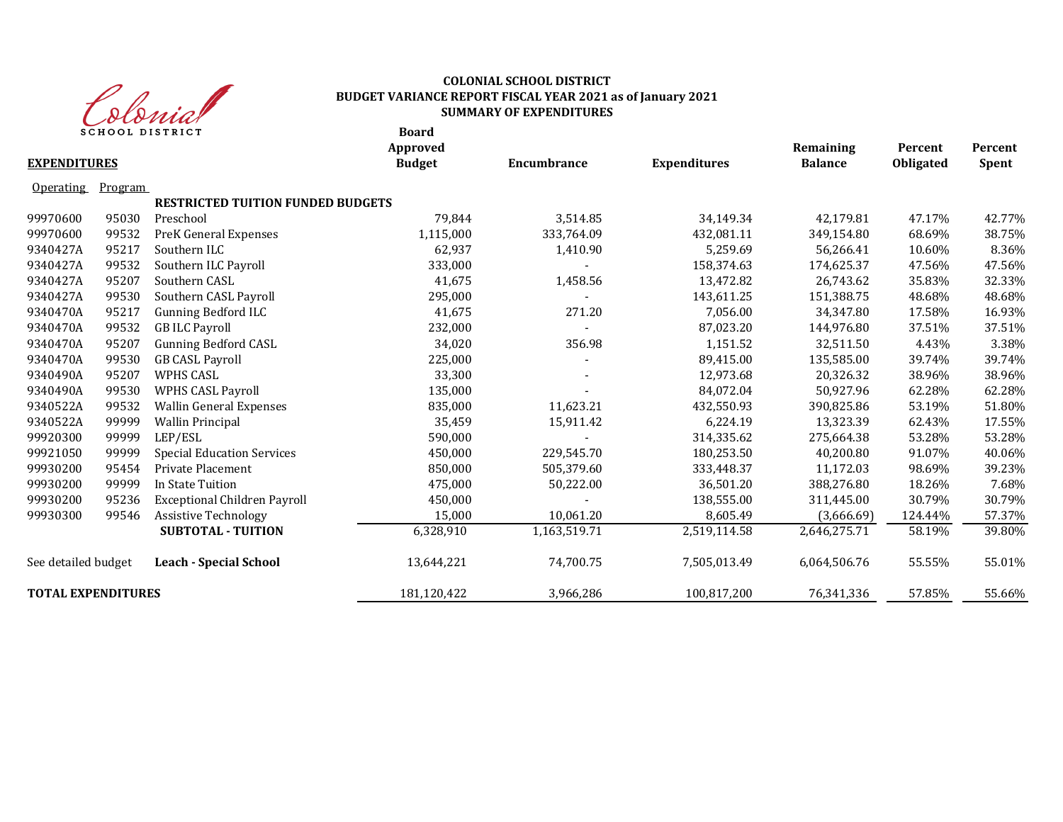**COLONIAL SCHOOL DISTRICT**
**BUDGET VARIANCE REPORT FISCAL YEAR 2021 as of January 2021**
**SUMMARY OF EXPENDITURES**

| **EXPENDITURES** | | | **Board Approved Budget** | **Encumbrance** | **Expenditures** | **Remaining Balance** | **Percent Obligated** | **Percent Spent** |
|---|---|---|---|---|---|---|---|---|
| Operating | Program | | | | | | | |
| | | **RESTRICTED TUITION FUNDED BUDGETS** | | | | | | |
| 99970600 | 95030 | Preschool | 79,844 | 3,514.85 | 34,149.34 | 42,179.81 | 47.17% | 42.77% |
| 99970600 | 99532 | PreK General Expenses | 1,115,000 | 333,764.09 | 432,081.11 | 349,154.80 | 68.69% | 38.75% |
| 9340427A | 95217 | Southern ILC | 62,937 | 1,410.90 | 5,259.69 | 56,266.41 | 10.60% | 8.36% |
| 9340427A | 99532 | Southern ILC Payroll | 333,000 | - | 158,374.63 | 174,625.37 | 47.56% | 47.56% |
| 9340427A | 95207 | Southern CASL | 41,675 | 1,458.56 | 13,472.82 | 26,743.62 | 35.83% | 32.33% |
| 9340427A | 99530 | Southern CASL Payroll | 295,000 | - | 143,611.25 | 151,388.75 | 48.68% | 48.68% |
| 9340470A | 95217 | Gunning Bedford ILC | 41,675 | 271.20 | 7,056.00 | 34,347.80 | 17.58% | 16.93% |
| 9340470A | 99532 | GB ILC Payroll | 232,000 | - | 87,023.20 | 144,976.80 | 37.51% | 37.51% |
| 9340470A | 95207 | Gunning Bedford CASL | 34,020 | 356.98 | 1,151.52 | 32,511.50 | 4.43% | 3.38% |
| 9340470A | 99530 | GB CASL Payroll | 225,000 | - | 89,415.00 | 135,585.00 | 39.74% | 39.74% |
| 9340490A | 95207 | WPHS CASL | 33,300 | - | 12,973.68 | 20,326.32 | 38.96% | 38.96% |
| 9340490A | 99530 | WPHS CASL Payroll | 135,000 | - | 84,072.04 | 50,927.96 | 62.28% | 62.28% |
| 9340522A | 99532 | Wallin General Expenses | 835,000 | 11,623.21 | 432,550.93 | 390,825.86 | 53.19% | 51.80% |
| 9340522A | 99999 | Wallin Principal | 35,459 | 15,911.42 | 6,224.19 | 13,323.39 | 62.43% | 17.55% |
| 99920300 | 99999 | LEP/ESL | 590,000 | - | 314,335.62 | 275,664.38 | 53.28% | 53.28% |
| 99921050 | 99999 | Special Education Services | 450,000 | 229,545.70 | 180,253.50 | 40,200.80 | 91.07% | 40.06% |
| 99930200 | 95454 | Private Placement | 850,000 | 505,379.60 | 333,448.37 | 11,172.03 | 98.69% | 39.23% |
| 99930200 | 99999 | In State Tuition | 475,000 | 50,222.00 | 36,501.20 | 388,276.80 | 18.26% | 7.68% |
| 99930200 | 95236 | Exceptional Children Payroll | 450,000 | - | 138,555.00 | 311,445.00 | 30.79% | 30.79% |
| 99930300 | 99546 | Assistive Technology | 15,000 | 10,061.20 | 8,605.49 | (3,666.69) | 124.44% | 57.37% |
| | | **SUBTOTAL - TUITION** | 6,328,910 | 1,163,519.71 | 2,519,114.58 | 2,646,275.71 | 58.19% | 39.80% |
| See detailed budget | | **Leach - Special School** | 13,644,221 | 74,700.75 | 7,505,013.49 | 6,064,506.76 | 55.55% | 55.01% |
| **TOTAL EXPENDITURES** | | | 181,120,422 | 3,966,286 | 100,817,200 | 76,341,336 | 57.85% | 55.66% |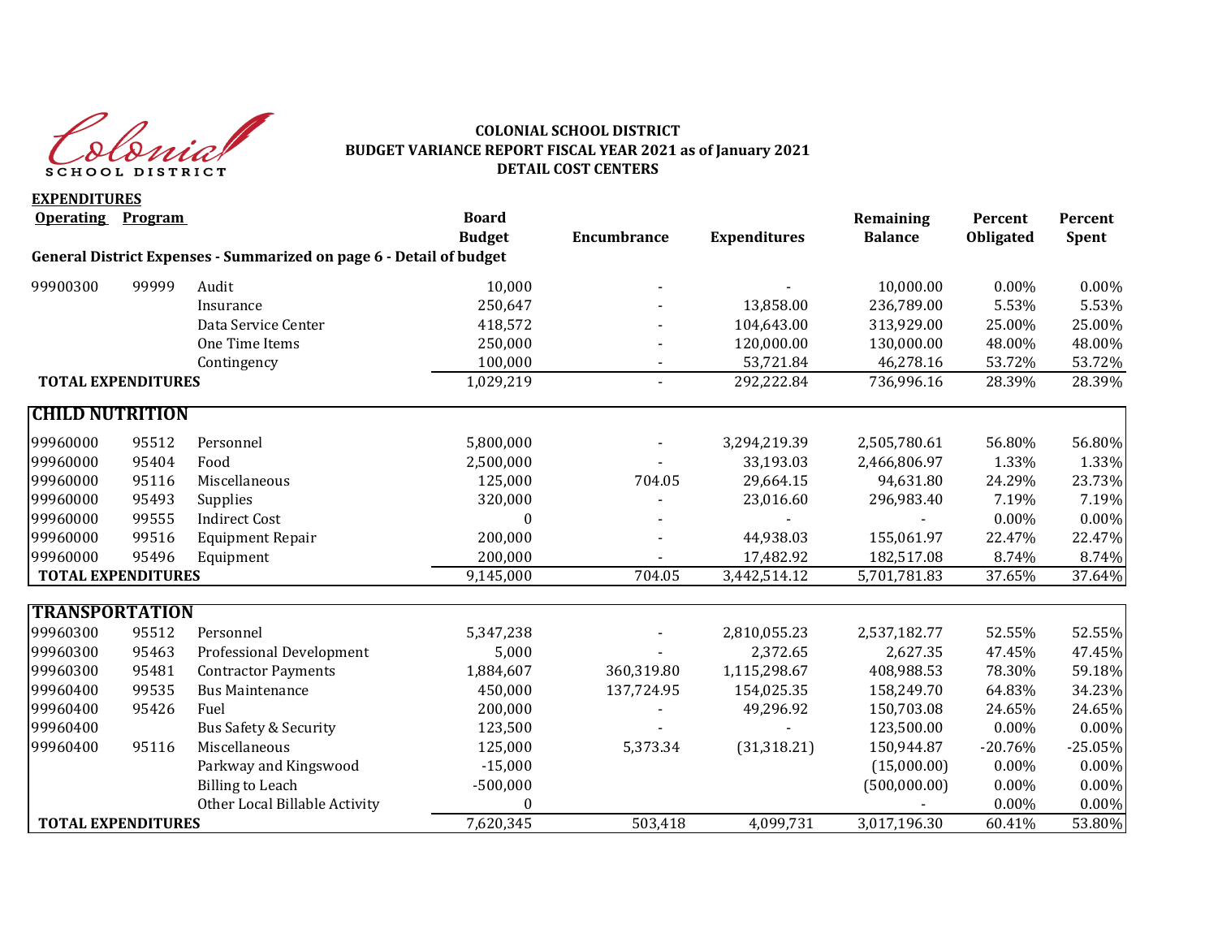**COLONIAL SCHOOL DISTRICT**
**BUDGET VARIANCE REPORT FISCAL YEAR 2021 as of January 2021**
**DETAIL COST CENTERS**

**EXPENDITURES**

| Operating | Program | | Board Budget | Encumbrance | Expenditures | Remaining Balance | Percent Obligated | Percent Spent |
|---|---|---|---|---|---|---|---|---|
| **General District Expenses - Summarized on page 6 - Detail of budget** | | | | | | | | |
| 99900300 | 99999 | Audit | 10,000 | - | - | 10,000.00 | 0.00% | 0.00% |
| | | Insurance | 250,647 | - | 13,858.00 | 236,789.00 | 5.53% | 5.53% |
| | | Data Service Center | 418,572 | - | 104,643.00 | 313,929.00 | 25.00% | 25.00% |
| | | One Time Items | 250,000 | - | 120,000.00 | 130,000.00 | 48.00% | 48.00% |
| | | Contingency | 100,000 | - | 53,721.84 | 46,278.16 | 53.72% | 53.72% |
| **TOTAL EXPENDITURES** | | | 1,029,219 | - | 292,222.84 | 736,996.16 | 28.39% | 28.39% |
| **CHILD NUTRITION** | | | | | | | | |
| 99960000 | 95512 | Personnel | 5,800,000 | - | 3,294,219.39 | 2,505,780.61 | 56.80% | 56.80% |
| 99960000 | 95404 | Food | 2,500,000 | - | 33,193.03 | 2,466,806.97 | 1.33% | 1.33% |
| 99960000 | 95116 | Miscellaneous | 125,000 | 704.05 | 29,664.15 | 94,631.80 | 24.29% | 23.73% |
| 99960000 | 95493 | Supplies | 320,000 | - | 23,016.60 | 296,983.40 | 7.19% | 7.19% |
| 99960000 | 99555 | Indirect Cost | 0 | - | - | - | 0.00% | 0.00% |
| 99960000 | 99516 | Equipment Repair | 200,000 | - | 44,938.03 | 155,061.97 | 22.47% | 22.47% |
| 99960000 | 95496 | Equipment | 200,000 | - | 17,482.92 | 182,517.08 | 8.74% | 8.74% |
| **TOTAL EXPENDITURES** | | | 9,145,000 | 704.05 | 3,442,514.12 | 5,701,781.83 | 37.65% | 37.64% |
| **TRANSPORTATION** | | | | | | | | |
| 99960300 | 95512 | Personnel | 5,347,238 | - | 2,810,055.23 | 2,537,182.77 | 52.55% | 52.55% |
| 99960300 | 95463 | Professional Development | 5,000 | - | 2,372.65 | 2,627.35 | 47.45% | 47.45% |
| 99960300 | 95481 | Contractor Payments | 1,884,607 | 360,319.80 | 1,115,298.67 | 408,988.53 | 78.30% | 59.18% |
| 99960400 | 99535 | Bus Maintenance | 450,000 | 137,724.95 | 154,025.35 | 158,249.70 | 64.83% | 34.23% |
| 99960400 | 95426 | Fuel | 200,000 | - | 49,296.92 | 150,703.08 | 24.65% | 24.65% |
| 99960400 | | Bus Safety & Security | 123,500 | - | - | 123,500.00 | 0.00% | 0.00% |
| 99960400 | 95116 | Miscellaneous | 125,000 | 5,373.34 | (31,318.21) | 150,944.87 | -20.76% | -25.05% |
| | | Parkway and Kingswood | -15,000 | | | (15,000.00) | 0.00% | 0.00% |
| | | Billing to Leach | -500,000 | | | (500,000.00) | 0.00% | 0.00% |
| | | Other Local Billable Activity | 0 | | | - | 0.00% | 0.00% |
| **TOTAL EXPENDITURES** | | | 7,620,345 | 503,418 | 4,099,731 | 3,017,196.30 | 60.41% | 53.80% |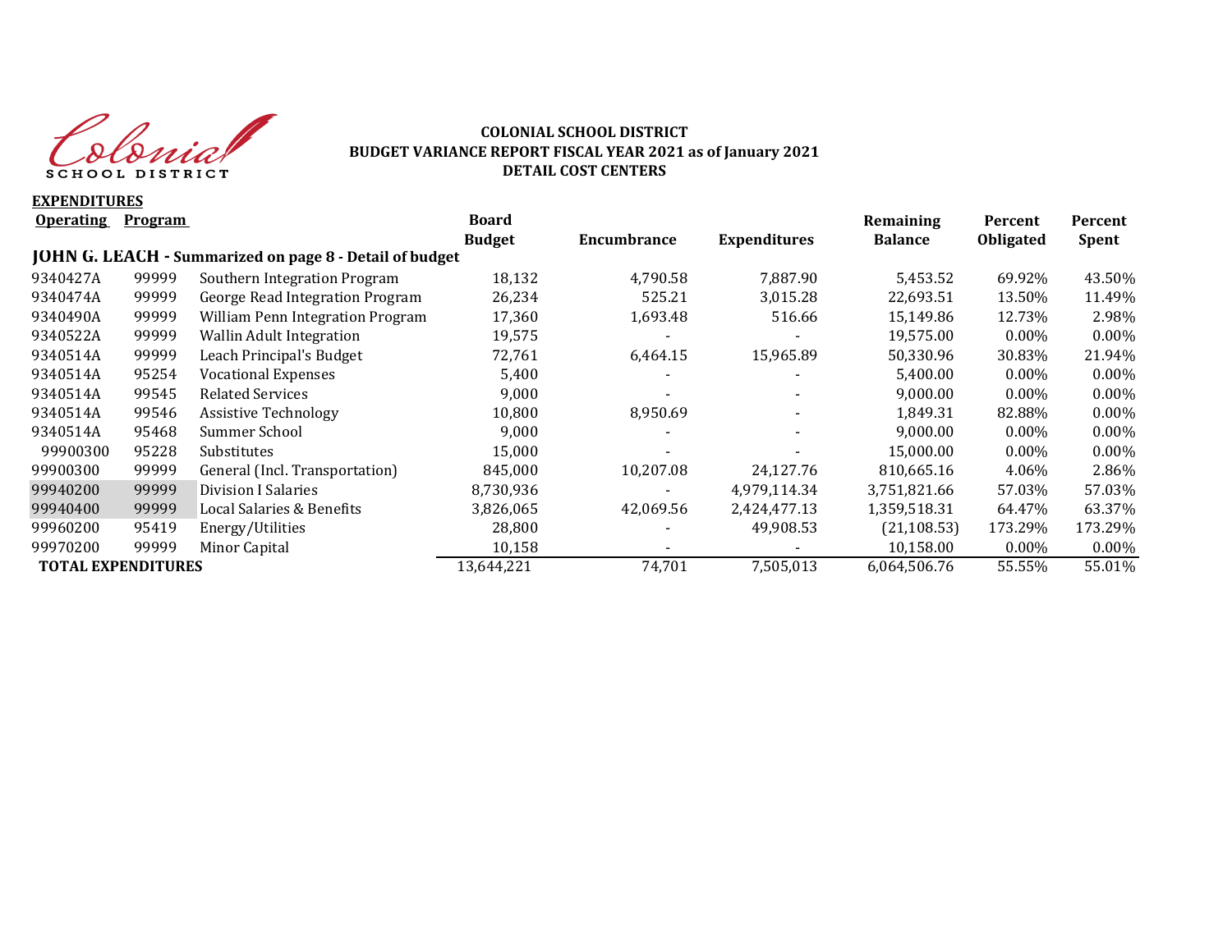**COLONIAL SCHOOL DISTRICT**
**BUDGET VARIANCE REPORT FISCAL YEAR 2021 as of January 2021**
**DETAIL COST CENTERS**

**EXPENDITURES**

| Operating | Program | | Board Budget | Encumbrance | Expenditures | Remaining Balance | Percent Obligated | Percent Spent |
|---|---|---|---|---|---|---|---|---|
| **JOHN G. LEACH - Summarized on page 8 - Detail of budget** | | | | | | | | |
| 9340427A | 99999 | Southern Integration Program | 18,132 | 4,790.58 | 7,887.90 | 5,453.52 | 69.92% | 43.50% |
| 9340474A | 99999 | George Read Integration Program | 26,234 | 525.21 | 3,015.28 | 22,693.51 | 13.50% | 11.49% |
| 9340490A | 99999 | William Penn Integration Program | 17,360 | 1,693.48 | 516.66 | 15,149.86 | 12.73% | 2.98% |
| 9340522A | 99999 | Wallin Adult Integration | 19,575 | - | - | 19,575.00 | 0.00% | 0.00% |
| 9340514A | 99999 | Leach Principal's Budget | 72,761 | 6,464.15 | 15,965.89 | 50,330.96 | 30.83% | 21.94% |
| 9340514A | 95254 | Vocational Expenses | 5,400 | - | - | 5,400.00 | 0.00% | 0.00% |
| 9340514A | 99545 | Related Services | 9,000 | - | - | 9,000.00 | 0.00% | 0.00% |
| 9340514A | 99546 | Assistive Technology | 10,800 | 8,950.69 | - | 1,849.31 | 82.88% | 0.00% |
| 9340514A | 95468 | Summer School | 9,000 | - | - | 9,000.00 | 0.00% | 0.00% |
| 99900300 | 95228 | Substitutes | 15,000 | - | - | 15,000.00 | 0.00% | 0.00% |
| 99900300 | 99999 | General (Incl. Transportation) | 845,000 | 10,207.08 | 24,127.76 | 810,665.16 | 4.06% | 2.86% |
| 99940200 | 99999 | Division I Salaries | 8,730,936 | - | 4,979,114.34 | 3,751,821.66 | 57.03% | 57.03% |
| 99940400 | 99999 | Local Salaries & Benefits | 3,826,065 | 42,069.56 | 2,424,477.13 | 1,359,518.31 | 64.47% | 63.37% |
| 99960200 | 95419 | Energy/Utilities | 28,800 | - | 49,908.53 | (21,108.53) | 173.29% | 173.29% |
| 99970200 | 99999 | Minor Capital | 10,158 | - | - | 10,158.00 | 0.00% | 0.00% |
| **TOTAL EXPENDITURES** | | | 13,644,221 | 74,701 | 7,505,013 | 6,064,506.76 | 55.55% | 55.01% |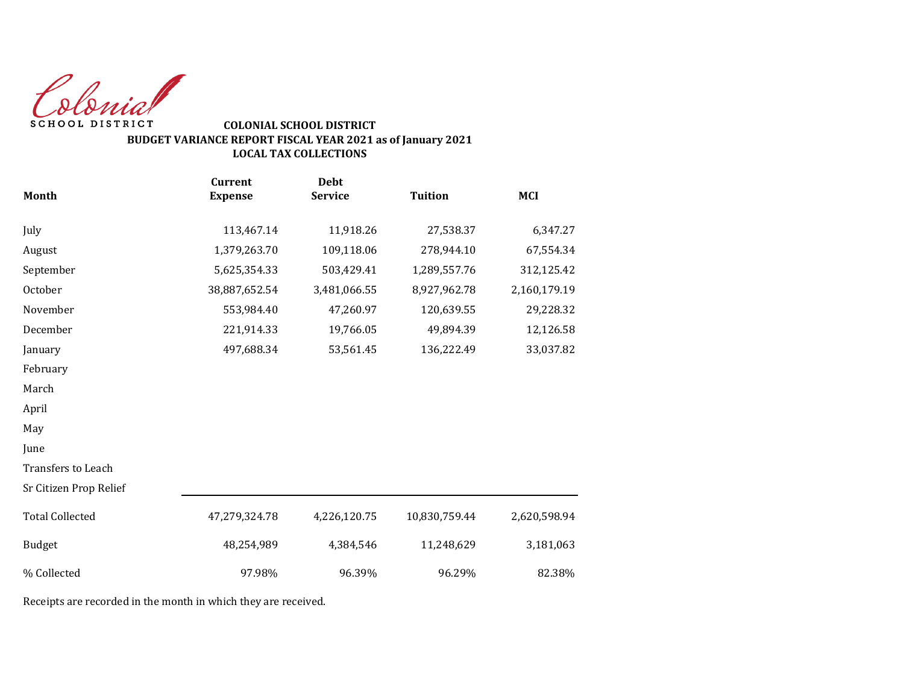Colonial SCHOOL DISTRICT

**COLONIAL SCHOOL DISTRICT**
**BUDGET VARIANCE REPORT FISCAL YEAR 2021 as of January 2021**
**LOCAL TAX COLLECTIONS**

| Month | Current Expense | Debt Service | Tuition | MCI |
|---|---|---|---|---|
| July | 113,467.14 | 11,918.26 | 27,538.37 | 6,347.27 |
| August | 1,379,263.70 | 109,118.06 | 278,944.10 | 67,554.34 |
| September | 5,625,354.33 | 503,429.41 | 1,289,557.76 | 312,125.42 |
| October | 38,887,652.54 | 3,481,066.55 | 8,927,962.78 | 2,160,179.19 |
| November | 553,984.40 | 47,260.97 | 120,639.55 | 29,228.32 |
| December | 221,914.33 | 19,766.05 | 49,894.39 | 12,126.58 |
| January | 497,688.34 | 53,561.45 | 136,222.49 | 33,037.82 |
| February | | | | |
| March | | | | |
| April | | | | |
| May | | | | |
| June | | | | |
| Transfers to Leach | | | | |
| Sr Citizen Prop Relief | | | | |
| Total Collected | 47,279,324.78 | 4,226,120.75 | 10,830,759.44 | 2,620,598.94 |
| Budget | 48,254,989 | 4,384,546 | 11,248,629 | 3,181,063 |
| % Collected | 97.98% | 96.39% | 96.29% | 82.38% |

Receipts are recorded in the month in which they are received.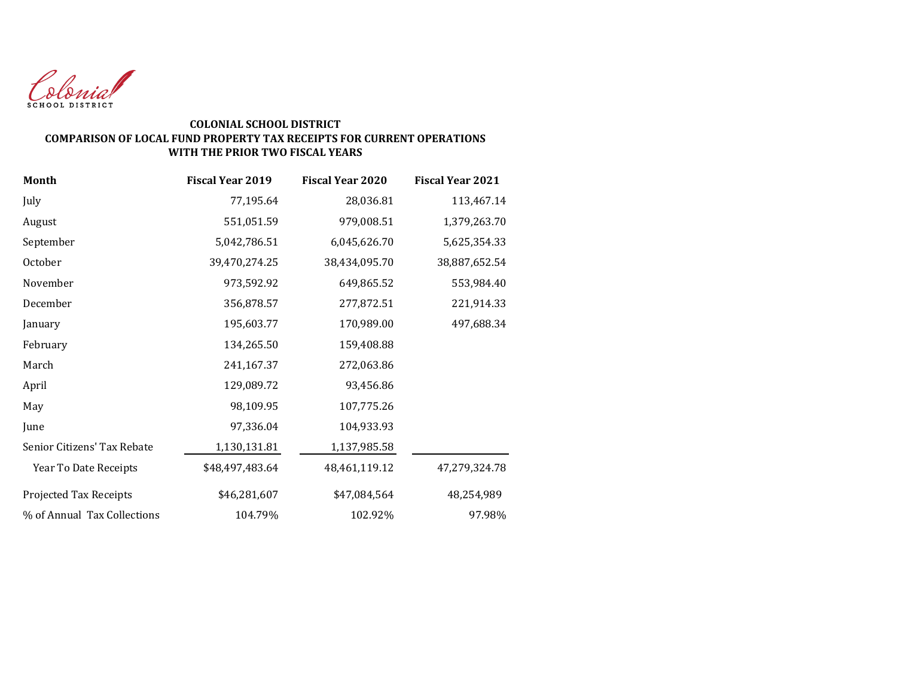Colonial SCHOOL DISTRICT

**COLONIAL SCHOOL DISTRICT**
**COMPARISON OF LOCAL FUND PROPERTY TAX RECEIPTS FOR CURRENT OPERATIONS WITH THE PRIOR TWO FISCAL YEARS**

| Month | Fiscal Year 2019 | Fiscal Year 2020 | Fiscal Year 2021 |
|---|---|---|---|
| July | 77,195.64 | 28,036.81 | 113,467.14 |
| August | 551,051.59 | 979,008.51 | 1,379,263.70 |
| September | 5,042,786.51 | 6,045,626.70 | 5,625,354.33 |
| October | 39,470,274.25 | 38,434,095.70 | 38,887,652.54 |
| November | 973,592.92 | 649,865.52 | 553,984.40 |
| December | 356,878.57 | 277,872.51 | 221,914.33 |
| January | 195,603.77 | 170,989.00 | 497,688.34 |
| February | 134,265.50 | 159,408.88 | |
| March | 241,167.37 | 272,063.86 | |
| April | 129,089.72 | 93,456.86 | |
| May | 98,109.95 | 107,775.26 | |
| June | 97,336.04 | 104,933.93 | |
| Senior Citizens' Tax Rebate | 1,130,131.81 | 1,137,985.58 | |
| Year To Date Receipts | $48,497,483.64 | 48,461,119.12 | 47,279,324.78 |
| Projected Tax Receipts | $46,281,607 | $47,084,564 | 48,254,989 |
| % of Annual Tax Collections | 104.79% | 102.92% | 97.98% |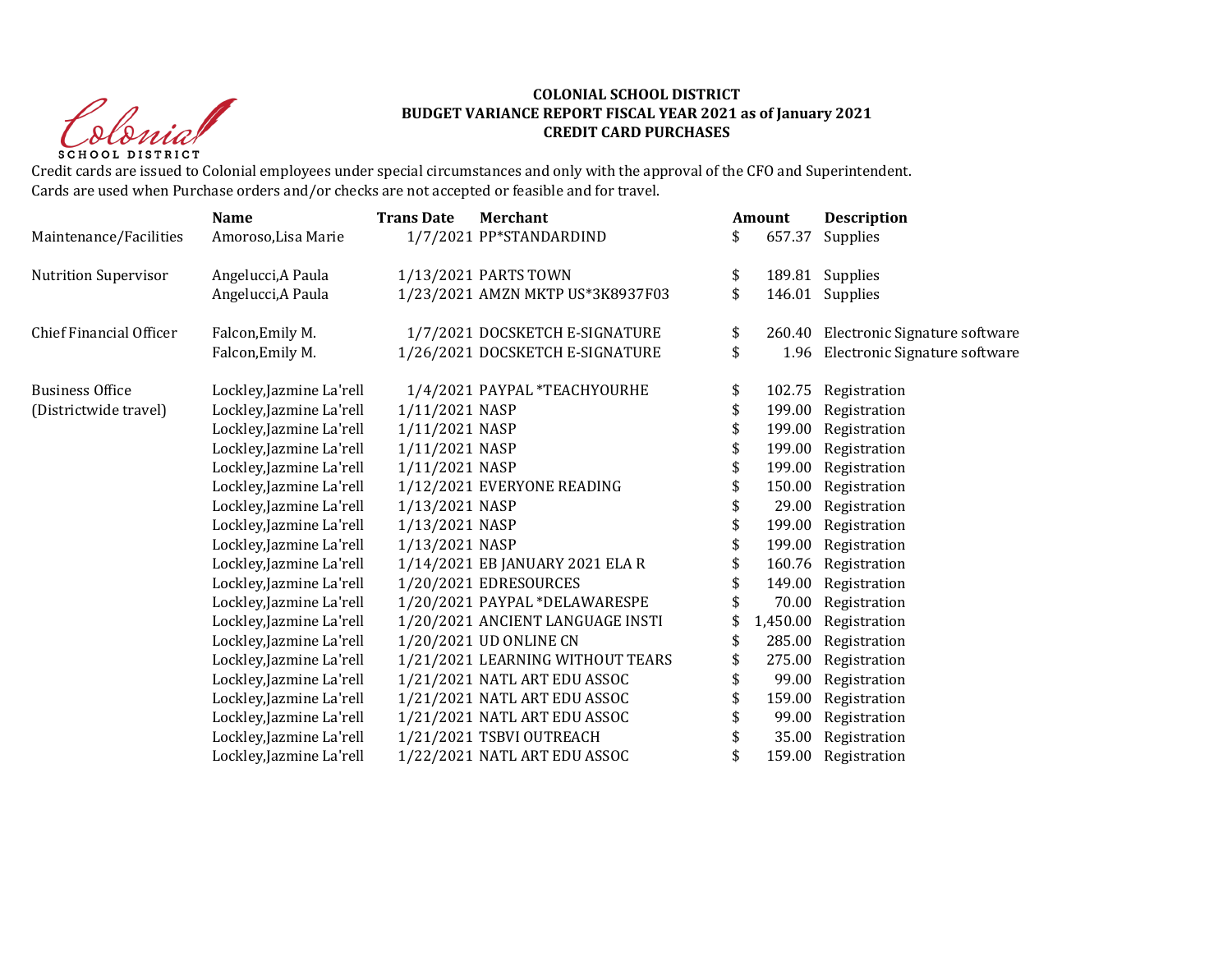**COLONIAL SCHOOL DISTRICT**
**BUDGET VARIANCE REPORT FISCAL YEAR 2021 as of January 2021**
**CREDIT CARD PURCHASES**

Colonial SCHOOL DISTRICT

Credit cards are issued to Colonial employees under special circumstances and only with the approval of the CFO and Superintendent.
Cards are used when Purchase orders and/or checks are not accepted or feasible and for travel.

| | Name | Trans Date | Merchant | Amount | Description |
|---|---|---|---|---|---|
| Maintenance/Facilities | Amoroso,Lisa Marie | 1/7/2021 | PP*STANDARDIND | $ 657.37 | Supplies |
| | | | | | |
| Nutrition Supervisor | Angelucci,A Paula | 1/13/2021 | PARTS TOWN | $ 189.81 | Supplies |
| | Angelucci,A Paula | 1/23/2021 | AMZN MKTP US*3K8937F03 | $ 146.01 | Supplies |
| | | | | | |
| Chief Financial Officer | Falcon,Emily M. | 1/7/2021 | DOCSKETCH E-SIGNATURE | $ 260.40 | Electronic Signature software |
| | Falcon,Emily M. | 1/26/2021 | DOCSKETCH E-SIGNATURE | $ 1.96 | Electronic Signature software |
| | | | | | |
| Business Office | Lockley,Jazmine La'rell | 1/4/2021 | PAYPAL *TEACHYOURHE | $ 102.75 | Registration |
| (Districtwide travel) | Lockley,Jazmine La'rell | 1/11/2021 | NASP | $ 199.00 | Registration |
| | Lockley,Jazmine La'rell | 1/11/2021 | NASP | $ 199.00 | Registration |
| | Lockley,Jazmine La'rell | 1/11/2021 | NASP | $ 199.00 | Registration |
| | Lockley,Jazmine La'rell | 1/11/2021 | NASP | $ 199.00 | Registration |
| | Lockley,Jazmine La'rell | 1/12/2021 | EVERYONE READING | $ 150.00 | Registration |
| | Lockley,Jazmine La'rell | 1/13/2021 | NASP | $ 29.00 | Registration |
| | Lockley,Jazmine La'rell | 1/13/2021 | NASP | $ 199.00 | Registration |
| | Lockley,Jazmine La'rell | 1/13/2021 | NASP | $ 199.00 | Registration |
| | Lockley,Jazmine La'rell | 1/14/2021 | EB JANUARY 2021 ELA R | $ 160.76 | Registration |
| | Lockley,Jazmine La'rell | 1/20/2021 | EDRESOURCES | $ 149.00 | Registration |
| | Lockley,Jazmine La'rell | 1/20/2021 | PAYPAL *DELAWARESPE | $ 70.00 | Registration |
| | Lockley,Jazmine La'rell | 1/20/2021 | ANCIENT LANGUAGE INSTI | $ 1,450.00 | Registration |
| | Lockley,Jazmine La'rell | 1/20/2021 | UD ONLINE CN | $ 285.00 | Registration |
| | Lockley,Jazmine La'rell | 1/21/2021 | LEARNING WITHOUT TEARS | $ 275.00 | Registration |
| | Lockley,Jazmine La'rell | 1/21/2021 | NATL ART EDU ASSOC | $ 99.00 | Registration |
| | Lockley,Jazmine La'rell | 1/21/2021 | NATL ART EDU ASSOC | $ 159.00 | Registration |
| | Lockley,Jazmine La'rell | 1/21/2021 | NATL ART EDU ASSOC | $ 99.00 | Registration |
| | Lockley,Jazmine La'rell | 1/21/2021 | TSBVI OUTREACH | $ 35.00 | Registration |
| | Lockley,Jazmine La'rell | 1/22/2021 | NATL ART EDU ASSOC | $ 159.00 | Registration |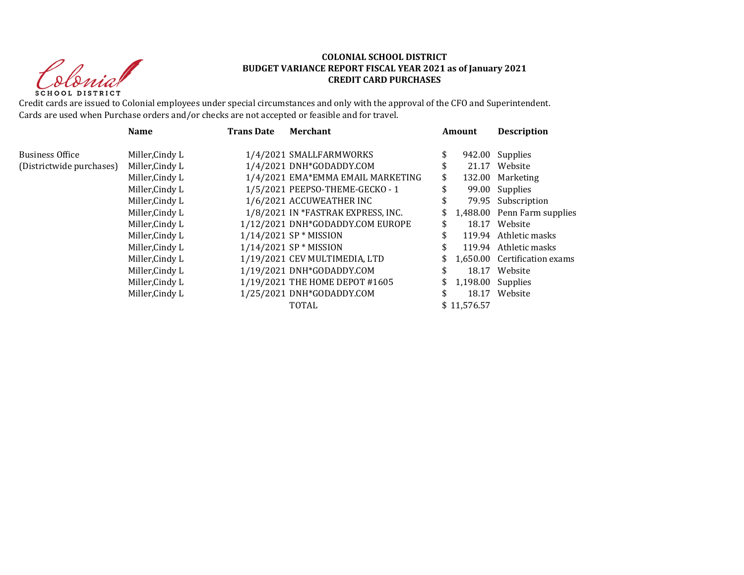**COLONIAL SCHOOL DISTRICT**
**BUDGET VARIANCE REPORT FISCAL YEAR 2021 as of January 2021**
**CREDIT CARD PURCHASES**

Credit cards are issued to Colonial employees under special circumstances and only with the approval of the CFO and Superintendent.
Cards are used when Purchase orders and/or checks are not accepted or feasible and for travel.

| | Name | Trans Date | Merchant | Amount | Description |
|---|---|---|---|---|---|
| Business Office | Miller,Cindy L | 1/4/2021 | SMALLFARMWORKS | $ 942.00 | Supplies |
| (Districtwide purchases) | Miller,Cindy L | 1/4/2021 | DNH*GODADDY.COM | $ 21.17 | Website |
| | Miller,Cindy L | 1/4/2021 | EMA*EMMA EMAIL MARKETING | $ 132.00 | Marketing |
| | Miller,Cindy L | 1/5/2021 | PEEPSO-THEME-GECKO - 1 | $ 99.00 | Supplies |
| | Miller,Cindy L | 1/6/2021 | ACCUWEATHER INC | $ 79.95 | Subscription |
| | Miller,Cindy L | 1/8/2021 | IN *FASTRAK EXPRESS, INC. | $ 1,488.00 | Penn Farm supplies |
| | Miller,Cindy L | 1/12/2021 | DNH*GODADDY.COM EUROPE | $ 18.17 | Website |
| | Miller,Cindy L | 1/14/2021 | SP * MISSION | $ 119.94 | Athletic masks |
| | Miller,Cindy L | 1/14/2021 | SP * MISSION | $ 119.94 | Athletic masks |
| | Miller,Cindy L | 1/19/2021 | CEV MULTIMEDIA, LTD | $ 1,650.00 | Certification exams |
| | Miller,Cindy L | 1/19/2021 | DNH*GODADDY.COM | $ 18.17 | Website |
| | Miller,Cindy L | 1/19/2021 | THE HOME DEPOT #1605 | $ 1,198.00 | Supplies |
| | Miller,Cindy L | 1/25/2021 | DNH*GODADDY.COM | $ 18.17 | Website |
| | | | TOTAL | $ 11,576.57 | |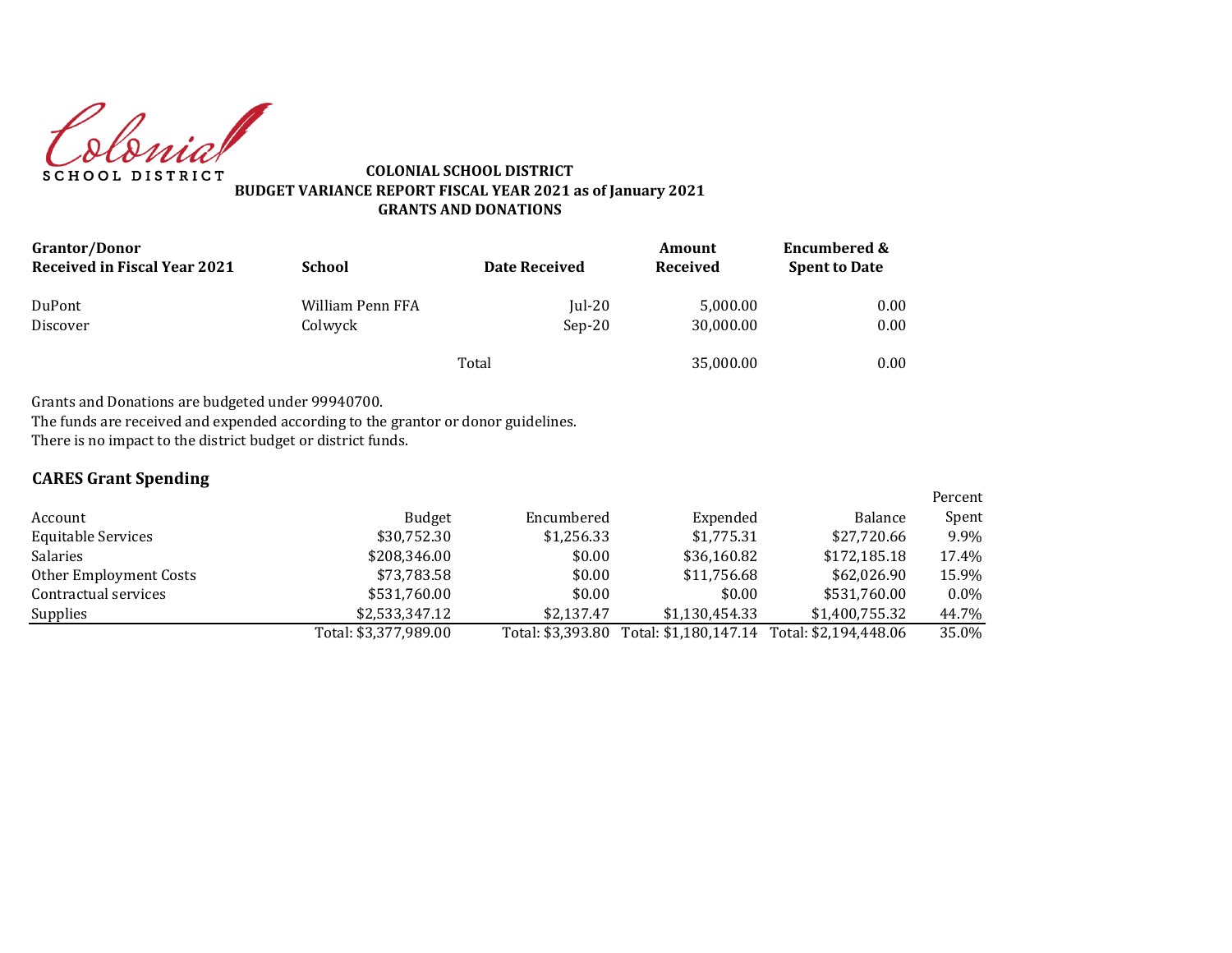Colonial SCHOOL DISTRICT

**COLONIAL SCHOOL DISTRICT**
**BUDGET VARIANCE REPORT FISCAL YEAR 2021 as of January 2021**
**GRANTS AND DONATIONS**

| Grantor/Donor Received in Fiscal Year 2021 | School | Date Received | Amount Received | Encumbered & Spent to Date |
|---|---|---|---|---|
| DuPont | William Penn FFA | Jul-20 | 5,000.00 | 0.00 |
| Discover | Colwyck | Sep-20 | 30,000.00 | 0.00 |
| | | Total | 35,000.00 | 0.00 |

Grants and Donations are budgeted under 99940700.
The funds are received and expended according to the grantor or donor guidelines.
There is no impact to the district budget or district funds.

### CARES Grant Spending

| Account | Budget | Encumbered | Expended | Balance | Percent Spent |
|---|---|---|---|---|---|
| Equitable Services | $30,752.30 | $1,256.33 | $1,775.31 | $27,720.66 | 9.9% |
| Salaries | $208,346.00 | $0.00 | $36,160.82 | $172,185.18 | 17.4% |
| Other Employment Costs | $73,783.58 | $0.00 | $11,756.68 | $62,026.90 | 15.9% |
| Contractual services | $531,760.00 | $0.00 | $0.00 | $531,760.00 | 0.0% |
| Supplies | $2,533,347.12 | $2,137.47 | $1,130,454.33 | $1,400,755.32 | 44.7% |
| | Total: $3,377,989.00 | Total: $3,393.80 | Total: $1,180,147.14 | Total: $2,194,448.06 | 35.0% |